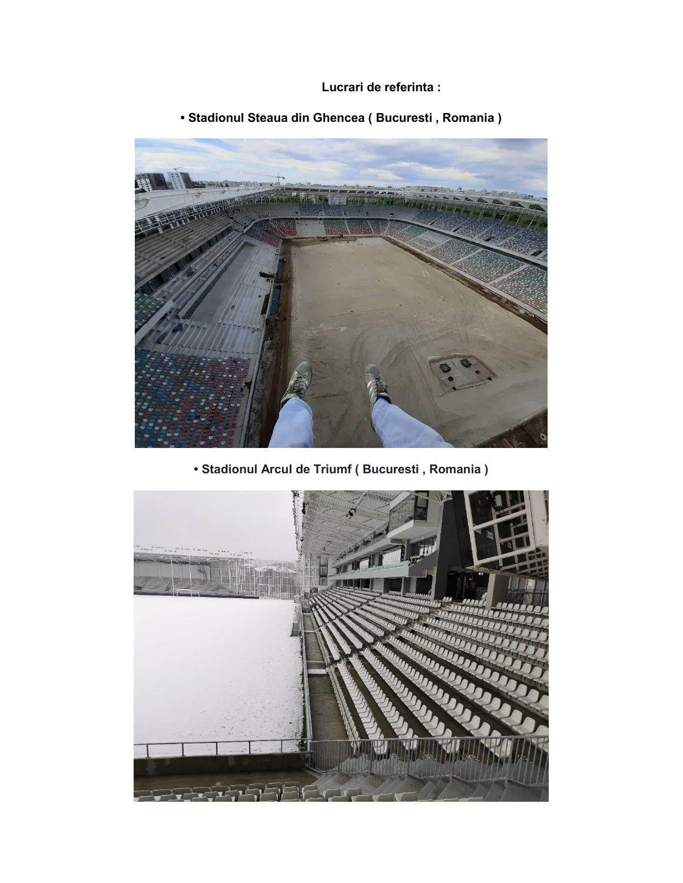**Lucrari de referinta :**

- **Stadionul Steaua din Ghencea ( Bucuresti , Romania )**

- **Stadionul Arcul de Triumf ( Bucuresti , Romania )**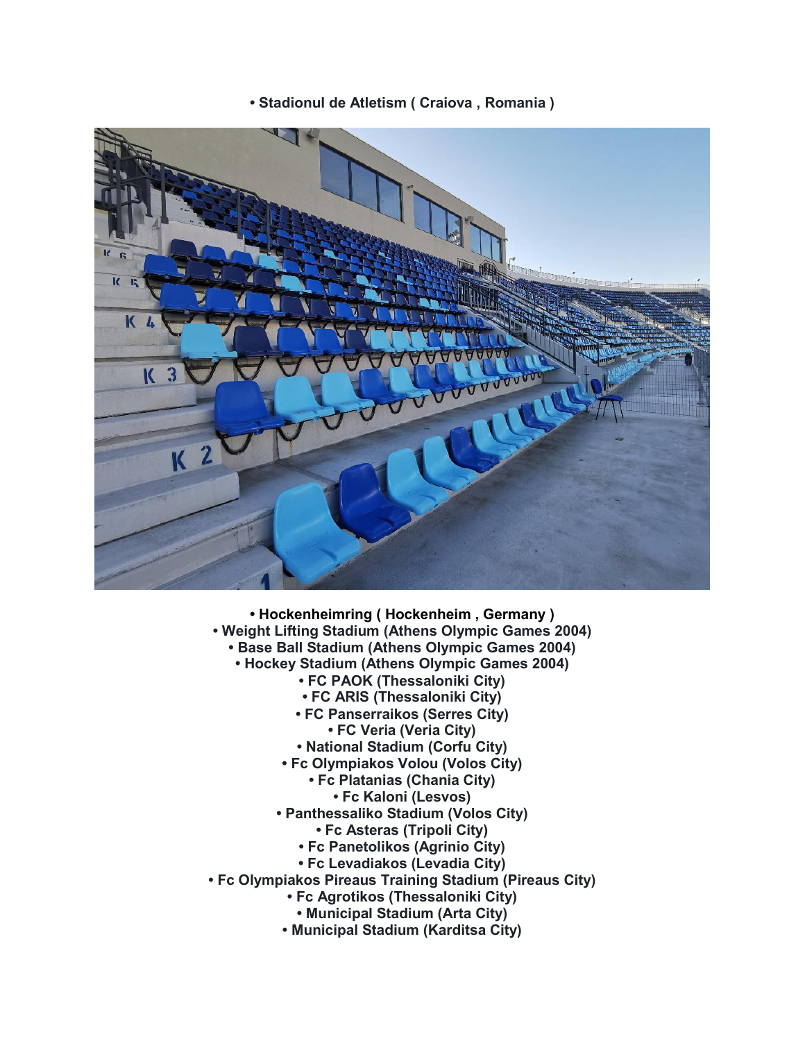• Stadionul de Atletism ( Craiova , Romania )

• Hockenheimring ( Hockenheim , Germany )
• Weight Lifting Stadium (Athens Olympic Games 2004)
• Base Ball Stadium (Athens Olympic Games 2004)
• Hockey Stadium (Athens Olympic Games 2004)
• FC PAOK (Thessaloniki City)
• FC ARIS (Thessaloniki City)
• FC Panserraikos (Serres City)
• FC Veria (Veria City)
• National Stadium (Corfu City)
• Fc Olympiakos Volou (Volos City)
• Fc Platanias (Chania City)
• Fc Kaloni (Lesvos)
• Panthessaliko Stadium (Volos City)
• Fc Asteras (Tripoli City)
• Fc Panetolikos (Agrinio City)
• Fc Levadiakos (Levadia City)
• Fc Olympiakos Pireaus Training Stadium (Pireaus City)
• Fc Agrotikos (Thessaloniki City)
• Municipal Stadium (Arta City)
• Municipal Stadium (Karditsa City)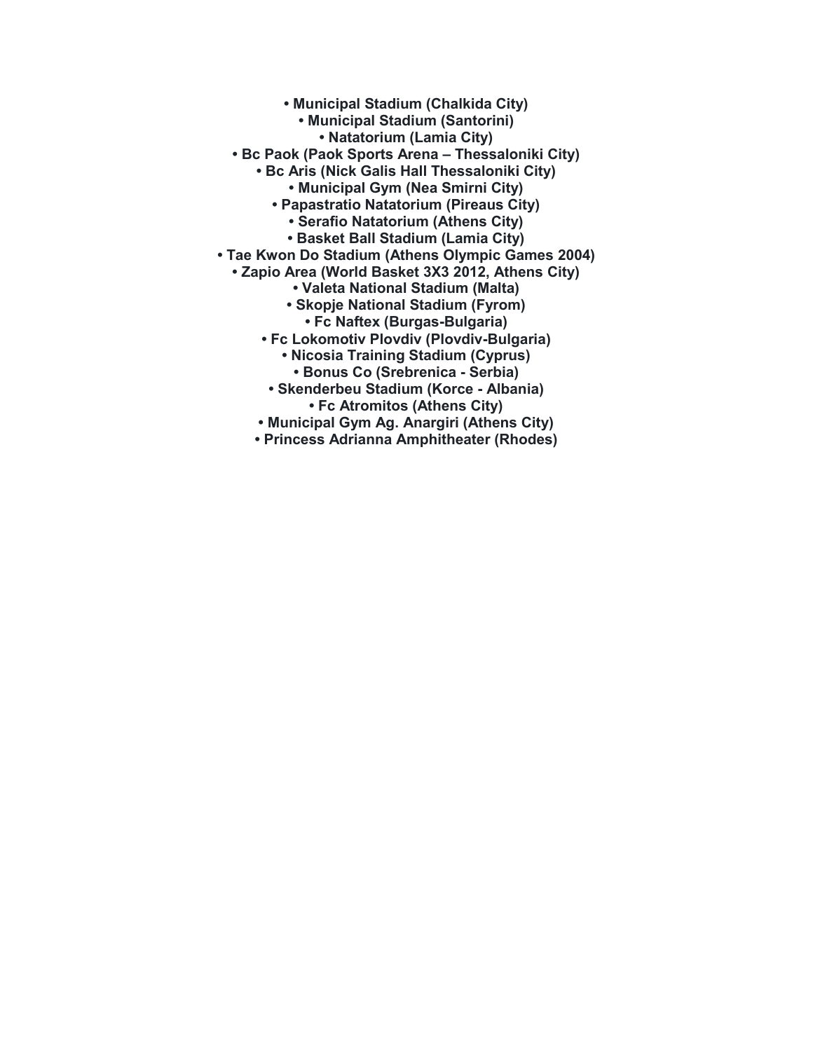**• Municipal Stadium (Chalkida City)**
**• Municipal Stadium (Santorini)**
**• Natatorium (Lamia City)**
**• Bc Paok (Paok Sports Arena – Thessaloniki City)**
**• Bc Aris (Nick Galis Hall Thessaloniki City)**
**• Municipal Gym (Nea Smirni City)**
**• Papastratio Natatorium (Pireaus City)**
**• Serafio Natatorium (Athens City)**
**• Basket Ball Stadium (Lamia City)**
**• Tae Kwon Do Stadium (Athens Olympic Games 2004)**
**• Zapio Area (World Basket 3X3 2012, Athens City)**
**• Valeta National Stadium (Malta)**
**• Skopje National Stadium (Fyrom)**
**• Fc Naftex (Burgas-Bulgaria)**
**• Fc Lokomotiv Plovdiv (Plovdiv-Bulgaria)**
**• Nicosia Training Stadium (Cyprus)**
**• Bonus Co (Srebrenica - Serbia)**
**• Skenderbeu Stadium (Korce - Albania)**
**• Fc Atromitos (Athens City)**
**• Municipal Gym Ag. Anargiri (Athens City)**
**• Princess Adrianna Amphitheater (Rhodes)**